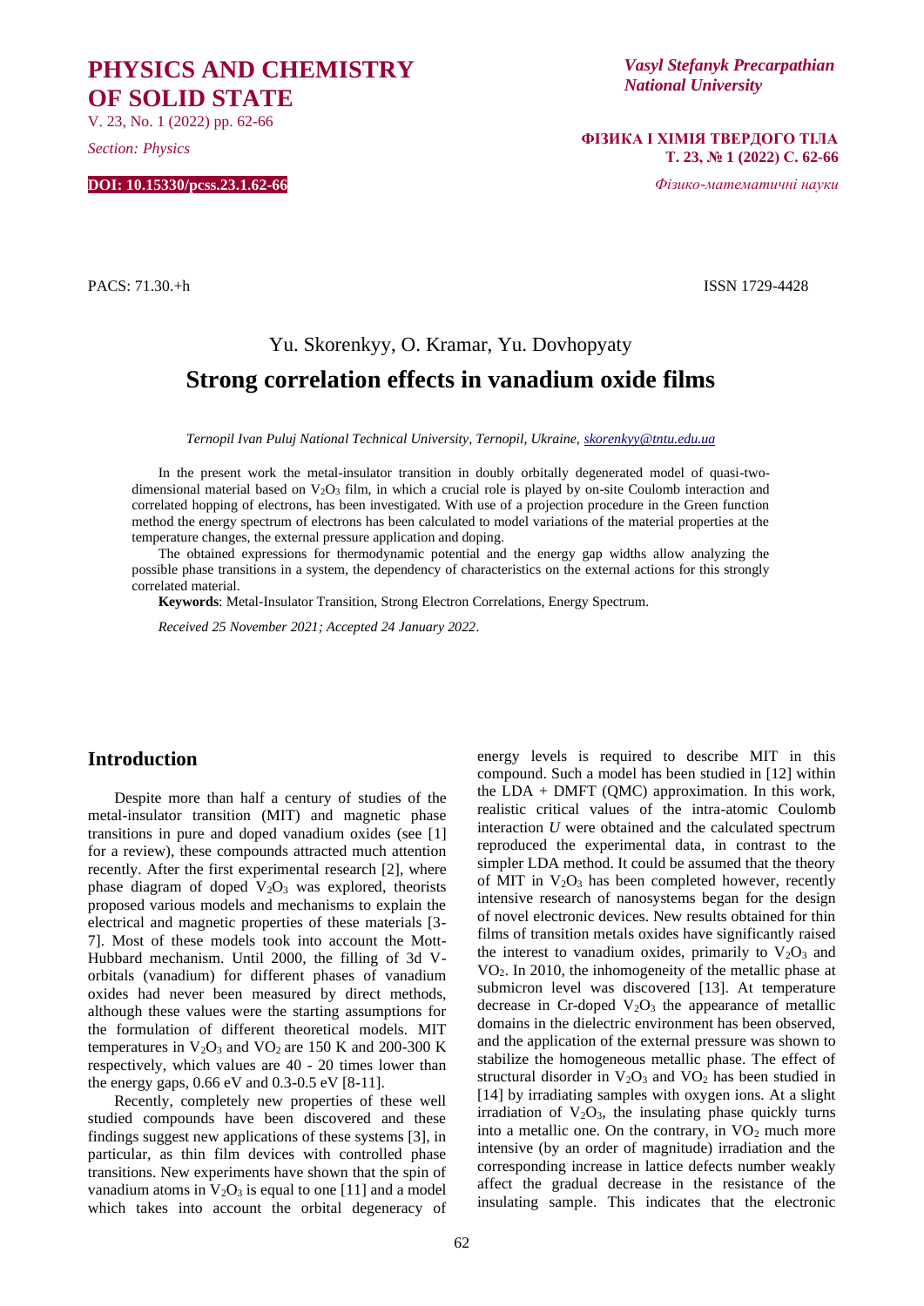PACS: 71.30.+h

ISSN 1729-4428

Yu. Skorenkyy, O. Kramar, Yu. Dovhopyaty

# Strong correlation effects in vanadium oxide films

*Ternopil Ivan Puluj National Technical University, Ternopil, Ukraine, skorenkyy@tntu.edu.ua*

In the present work the metal-insulator transition in doubly orbitally degenerated model of quasi-two-dimensional material based on $V_2O_3$ film, in which a crucial role is played by on-site Coulomb interaction and correlated hopping of electrons, has been investigated. With use of a projection procedure in the Green function method the energy spectrum of electrons has been calculated to model variations of the material properties at the temperature changes, the external pressure application and doping.

The obtained expressions for thermodynamic potential and the energy gap widths allow analyzing the possible phase transitions in a system, the dependency of characteristics on the external actions for this strongly correlated material.

**Keywords**: Metal-Insulator Transition, Strong Electron Correlations, Energy Spectrum.

*Received 25 November 2021; Accepted 24 January 2022.*

## Introduction

Despite more than half a century of studies of the metal-insulator transition (MIT) and magnetic phase transitions in pure and doped vanadium oxides (see [1] for a review), these compounds attracted much attention recently. After the first experimental research [2], where phase diagram of doped $V_2O_3$ was explored, theorists proposed various models and mechanisms to explain the electrical and magnetic properties of these materials [3-7]. Most of these models took into account the Mott-Hubbard mechanism. Until 2000, the filling of 3d V-orbitals (vanadium) for different phases of vanadium oxides had never been measured by direct methods, although these values were the starting assumptions for the formulation of different theoretical models. MIT temperatures in $V_2O_3$ and $VO_2$ are 150 K and 200-300 K respectively, which values are 40 - 20 times lower than the energy gaps, 0.66 eV and 0.3-0.5 eV [8-11].

Recently, completely new properties of these well studied compounds have been discovered and these findings suggest new applications of these systems [3], in particular, as thin film devices with controlled phase transitions. New experiments have shown that the spin of vanadium atoms in $V_2O_3$ is equal to one [11] and a model which takes into account the orbital degeneracy of energy levels is required to describe MIT in this compound. Such a model has been studied in [12] within the LDA + DMFT (QMC) approximation. In this work, realistic critical values of the intra-atomic Coulomb interaction $U$ were obtained and the calculated spectrum reproduced the experimental data, in contrast to the simpler LDA method. It could be assumed that the theory of MIT in $V_2O_3$ has been completed however, recently intensive research of nanosystems began for the design of novel electronic devices. New results obtained for thin films of transition metals oxides have significantly raised the interest to vanadium oxides, primarily to $V_2O_3$ and $VO_2$. In 2010, the inhomogeneity of the metallic phase at submicron level was discovered [13]. At temperature decrease in Cr-doped $V_2O_3$ the appearance of metallic domains in the dielectric environment has been observed, and the application of the external pressure was shown to stabilize the homogeneous metallic phase. The effect of structural disorder in $V_2O_3$ and $VO_2$ has been studied in [14] by irradiating samples with oxygen ions. At a slight irradiation of $V_2O_3$, the insulating phase quickly turns into a metallic one. On the contrary, in $VO_2$ much more intensive (by an order of magnitude) irradiation and the corresponding increase in lattice defects number weakly affect the gradual decrease in the resistance of the insulating sample. This indicates that the electronic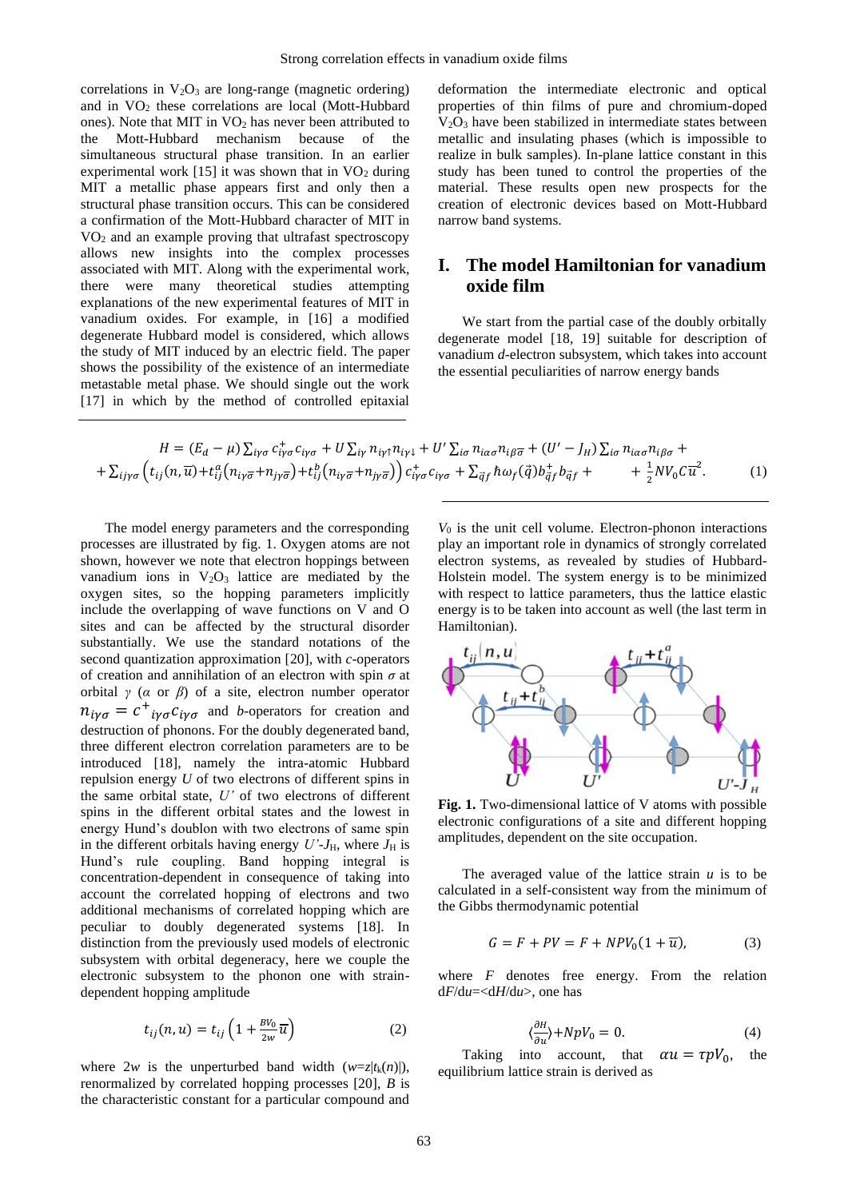correlations in $V_2O_3$ are long-range (magnetic ordering) and in $VO_2$ these correlations are local (Mott-Hubbard ones). Note that MIT in $VO_2$ has never been attributed to the Mott-Hubbard mechanism because of the simultaneous structural phase transition. In an earlier experimental work [15] it was shown that in $VO_2$ during MIT a metallic phase appears first and only then a structural phase transition occurs. This can be considered a confirmation of the Mott-Hubbard character of MIT in $VO_2$ and an example proving that ultrafast spectroscopy allows new insights into the complex processes associated with MIT. Along with the experimental work, there were many theoretical studies attempting explanations of the new experimental features of MIT in vanadium oxides. For example, in [16] a modified degenerate Hubbard model is considered, which allows the study of MIT induced by an electric field. The paper shows the possibility of the existence of an intermediate metastable metal phase. We should single out the work [17] in which by the method of controlled epitaxial deformation the intermediate electronic and optical properties of thin films of pure and chromium-doped $V_2O_3$ have been stabilized in intermediate states between metallic and insulating phases (which is impossible to realize in bulk samples). In-plane lattice constant in this study has been tuned to control the properties of the material. These results open new prospects for the creation of electronic devices based on Mott-Hubbard narrow band systems.

# I. The model Hamiltonian for vanadium oxide film

We start from the partial case of the doubly orbitally degenerate model [18, 19] suitable for description of vanadium *d*-electron subsystem, which takes into account the essential peculiarities of narrow energy bands

$$H = (E_d - \mu)\sum_{i\gamma\sigma} c^{+}_{i\gamma\sigma} c_{i\gamma\sigma} + U\sum_{i\gamma} n_{i\gamma\uparrow} n_{i\gamma\downarrow} + U'\sum_{i\sigma} n_{i\alpha\sigma} n_{i\beta\bar{\sigma}} + (U' - J_H)\sum_{i\sigma} n_{i\alpha\sigma} n_{i\beta\sigma} +$$
$$+\sum_{ij\gamma\sigma}\left(t_{ij}(n,\bar{u}) + t^{a}_{ij}\left(n_{i\gamma\bar{\sigma}} + n_{j\gamma\bar{\sigma}}\right) + t^{b}_{ij}\left(n_{i\gamma\bar{\sigma}} + n_{j\gamma\bar{\sigma}}\right)\right) c^{+}_{i\gamma\sigma} c_{i\gamma\sigma} + \sum_{\vec{q}f}\hbar\omega_f(\vec{q}) b^{+}_{\vec{q}f} b_{\vec{q}f} + \frac{1}{2}NV_0 C\bar{u}^2. \quad (1)$$

The model energy parameters and the corresponding processes are illustrated by fig. 1. Oxygen atoms are not shown, however we note that electron hoppings between vanadium ions in $V_2O_3$ lattice are mediated by the oxygen sites, so the hopping parameters implicitly include the overlapping of wave functions on V and O sites and can be affected by the structural disorder substantially. We use the standard notations of the second quantization approximation [20], with *c*-operators of creation and annihilation of an electron with spin $\sigma$ at orbital $\gamma$ ($\alpha$ or $\beta$) of a site, electron number operator $n_{i\gamma\sigma} = c^{+}_{i\gamma\sigma} c_{i\gamma\sigma}$ and *b*-operators for creation and destruction of phonons. For the doubly degenerated band, three different electron correlation parameters are to be introduced [18], namely the intra-atomic Hubbard repulsion energy $U$ of two electrons of different spins in the same orbital state, $U'$ of two electrons of different spins in the different orbital states and the lowest in energy Hund's doublon with two electrons of same spin in the different orbitals having energy $U'$-$J_H$, where $J_H$ is Hund's rule coupling. Band hopping integral is concentration-dependent in consequence of taking into account the correlated hopping of electrons and two additional mechanisms of correlated hopping which are peculiar to doubly degenerated systems [18]. In distinction from the previously used models of electronic subsystem with orbital degeneracy, here we couple the electronic subsystem to the phonon one with strain-dependent hopping amplitude

$$t_{ij}(n,u) = t_{ij}\left(1 + \frac{BV_0}{2w}\bar{u}\right) \quad (2)$$

where $2w$ is the unperturbed band width ($w=z|t_k(n)|$), renormalized by correlated hopping processes [20], $B$ is the characteristic constant for a particular compound and $V_0$ is the unit cell volume. Electron-phonon interactions play an important role in dynamics of strongly correlated electron systems, as revealed by studies of Hubbard-Holstein model. The system energy is to be minimized with respect to lattice parameters, thus the lattice elastic energy is to be taken into account as well (the last term in Hamiltonian).

**Fig. 1.** Two-dimensional lattice of V atoms with possible electronic configurations of a site and different hopping amplitudes, dependent on the site occupation.

The averaged value of the lattice strain $u$ is to be calculated in a self-consistent way from the minimum of the Gibbs thermodynamic potential

$$G = F + PV = F + NPV_0(1 + \bar{u}), \quad (3)$$

where $F$ denotes free energy. From the relation $dF/du = \langle dH/du \rangle$, one has

$$\langle\frac{\partial H}{\partial u}\rangle + NpV_0 = 0. \quad (4)$$

Taking into account, that $\alpha u = \tau p V_0$, the equilibrium lattice strain is derived as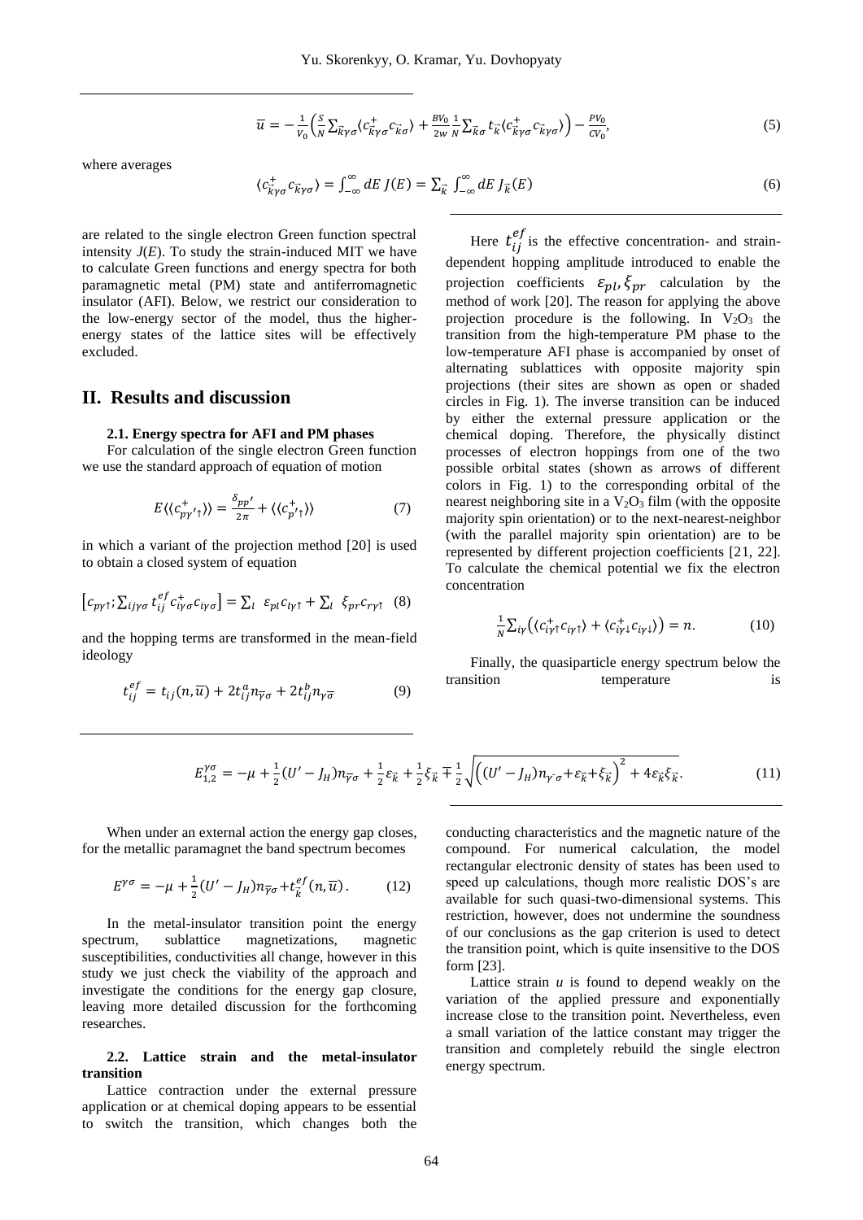$$\overline{u} = -\frac{1}{V_0}\Big(\frac{S}{N}\sum_{\vec{k}\gamma\sigma}\langle c^{+}_{\vec{k}\gamma\sigma}c_{\vec{k}\sigma}\rangle + \frac{BV_0}{2w}\frac{1}{N}\sum_{\vec{k}\sigma} t_{\vec{k}}\langle c^{+}_{\vec{k}\gamma\sigma}c_{\vec{k}\gamma\sigma}\rangle\Big) - \frac{PV_0}{CV_0}, \tag{5}$$

where averages

$$\langle c^{+}_{\vec{k}\gamma\sigma}c_{\vec{k}\gamma\sigma}\rangle = \int_{-\infty}^{\infty} dE\, J(E) = \sum_{\vec{k}} \int_{-\infty}^{\infty} dE\, J_{\vec{k}}(E) \tag{6}$$

are related to the single electron Green function spectral intensity $J(E)$. To study the strain-induced MIT we have to calculate Green functions and energy spectra for both paramagnetic metal (PM) state and antiferromagnetic insulator (AFI). Below, we restrict our consideration to the low-energy sector of the model, thus the higher-energy states of the lattice sites will be effectively excluded.

## II. Results and discussion

### 2.1. Energy spectra for AFI and PM phases

For calculation of the single electron Green function we use the standard approach of equation of motion

$$E\langle\langle c^{+}_{p\gamma'\uparrow}\rangle\rangle = \frac{\delta_{pp'}}{2\pi} + \langle\langle c^{+}_{p'\uparrow}\rangle\rangle \tag{7}$$

in which a variant of the projection method [20] is used to obtain a closed system of equation

$$\big[c_{p\gamma\uparrow}; \sum_{ij\gamma\sigma} t^{ef}_{ij} c^{+}_{i\gamma\sigma}c_{i\gamma\sigma}\big] = \sum_{l} \varepsilon_{pl}c_{l\gamma\uparrow} + \sum_{l} \xi_{pr}c_{r\gamma\uparrow} \tag{8}$$

and the hopping terms are transformed in the mean-field ideology

$$t^{ef}_{ij} = t_{ij}(n,\overline{u}) + 2t^{a}_{ij}n_{\overline{\gamma}\sigma} + 2t^{b}_{ij}n_{\gamma\overline{\sigma}} \tag{9}$$

Here $t^{ef}_{ij}$ is the effective concentration- and strain-dependent hopping amplitude introduced to enable the projection coefficients $\varepsilon_{pl}, \xi_{pr}$ calculation by the method of work [20]. The reason for applying the above projection procedure is the following. In $V_2O_3$ the transition from the high-temperature PM phase to the low-temperature AFI phase is accompanied by onset of alternating sublattices with opposite majority spin projections (their sites are shown as open or shaded circles in Fig. 1). The inverse transition can be induced by either the external pressure application or the chemical doping. Therefore, the physically distinct processes of electron hoppings from one of the two possible orbital states (shown as arrows of different colors in Fig. 1) to the corresponding orbital of the nearest neighboring site in a $V_2O_3$ film (with the opposite majority spin orientation) or to the next-nearest-neighbor (with the parallel majority spin orientation) are to be represented by different projection coefficients [21, 22]. To calculate the chemical potential we fix the electron concentration

$$\frac{1}{N}\sum_{i\gamma}\big(\langle c^{+}_{i\gamma\uparrow}c_{i\gamma\uparrow}\rangle + \langle c^{+}_{i\gamma\downarrow}c_{i\gamma\downarrow}\rangle\big) = n. \tag{10}$$

Finally, the quasiparticle energy spectrum below the transition temperature is

$$E^{\gamma\sigma}_{1,2} = -\mu + \frac{1}{2}(U'-J_H)n_{\overline{\gamma}\sigma} + \frac{1}{2}\varepsilon_{\vec{k}} + \frac{1}{2}\xi_{\vec{k}} \mp \frac{1}{2}\sqrt{\Big((U'-J_H)n_{\gamma^{-}\sigma}+\varepsilon_{\vec{k}}+\xi_{\vec{k}}\Big)^{2} + 4\varepsilon_{\vec{k}}\xi_{\vec{k}}}. \tag{11}$$

When under an external action the energy gap closes, for the metallic paramagnet the band spectrum becomes

$$E^{\gamma\sigma} = -\mu + \frac{1}{2}(U'-J_H)n_{\overline{\gamma}\sigma} + t^{ef}_{\vec{k}}(n,\overline{u}). \tag{12}$$

In the metal-insulator transition point the energy spectrum, sublattice magnetizations, magnetic susceptibilities, conductivities all change, however in this study we just check the viability of the approach and investigate the conditions for the energy gap closure, leaving more detailed discussion for the forthcoming researches.

### 2.2. Lattice strain and the metal-insulator transition

Lattice contraction under the external pressure application or at chemical doping appears to be essential to switch the transition, which changes both the conducting characteristics and the magnetic nature of the compound. For numerical calculation, the model rectangular electronic density of states has been used to speed up calculations, though more realistic DOS's are available for such quasi-two-dimensional systems. This restriction, however, does not undermine the soundness of our conclusions as the gap criterion is used to detect the transition point, which is quite insensitive to the DOS form [23].

Lattice strain $u$ is found to depend weakly on the variation of the applied pressure and exponentially increase close to the transition point. Nevertheless, even a small variation of the lattice constant may trigger the transition and completely rebuild the single electron energy spectrum.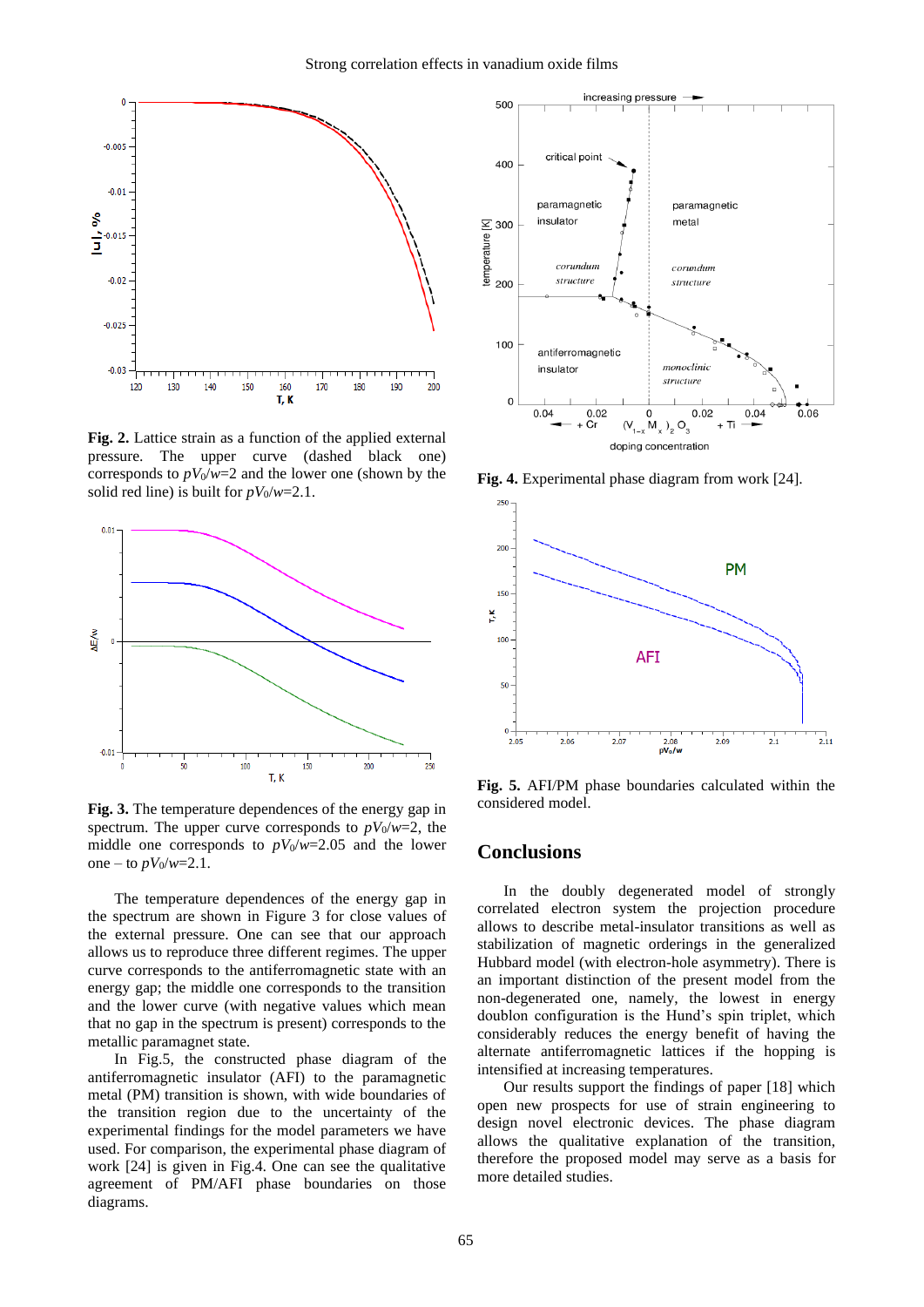**Fig. 2.** Lattice strain as a function of the applied external pressure. The upper curve (dashed black one) corresponds to $pV_0/w$=2 and the lower one (shown by the solid red line) is built for $pV_0/w$=2.1.

**Fig. 3.** The temperature dependences of the energy gap in spectrum. The upper curve corresponds to $pV_0/w$=2, the middle one corresponds to $pV_0/w$=2.05 and the lower one – to $pV_0/w$=2.1.

The temperature dependences of the energy gap in the spectrum are shown in Figure 3 for close values of the external pressure. One can see that our approach allows us to reproduce three different regimes. The upper curve corresponds to the antiferromagnetic state with an energy gap; the middle one corresponds to the transition and the lower curve (with negative values which mean that no gap in the spectrum is present) corresponds to the metallic paramagnet state.

In Fig.5, the constructed phase diagram of the antiferromagnetic insulator (AFI) to the paramagnetic metal (PM) transition is shown, with wide boundaries of the transition region due to the uncertainty of the experimental findings for the model parameters we have used. For comparison, the experimental phase diagram of work [24] is given in Fig.4. One can see the qualitative agreement of PM/AFI phase boundaries on those diagrams.

**Fig. 4.** Experimental phase diagram from work [24].

**Fig. 5.** AFI/PM phase boundaries calculated within the considered model.

## Conclusions

In the doubly degenerated model of strongly correlated electron system the projection procedure allows to describe metal-insulator transitions as well as stabilization of magnetic orderings in the generalized Hubbard model (with electron-hole asymmetry). There is an important distinction of the present model from the non-degenerated one, namely, the lowest in energy doublon configuration is the Hund's spin triplet, which considerably reduces the energy benefit of having the alternate antiferromagnetic lattices if the hopping is intensified at increasing temperatures.

Our results support the findings of paper [18] which open new prospects for use of strain engineering to design novel electronic devices. The phase diagram allows the qualitative explanation of the transition, therefore the proposed model may serve as a basis for more detailed studies.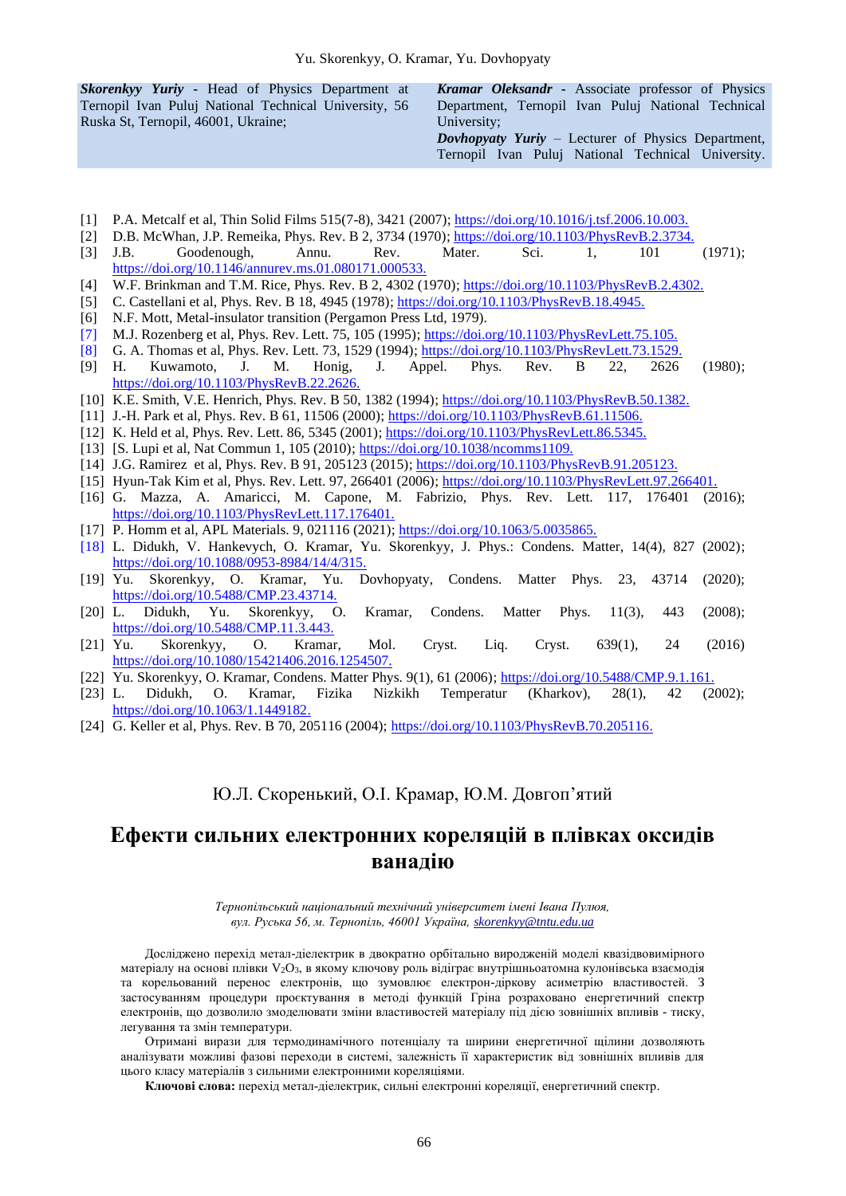***Skorenkyy Yuriy*** - Head of Physics Department at Ternopil Ivan Puluj National Technical University, 56 Ruska St, Ternopil, 46001, Ukraine;

***Kramar Oleksandr*** - Associate professor of Physics Department, Ternopil Ivan Puluj National Technical University;

***Dovhopyaty Yuriy*** – Lecturer of Physics Department, Ternopil Ivan Puluj National Technical University.

[1] P.A. Metcalf et al, Thin Solid Films 515(7-8), 3421 (2007); https://doi.org/10.1016/j.tsf.2006.10.003.
[2] D.B. McWhan, J.P. Remeika, Phys. Rev. B 2, 3734 (1970); https://doi.org/10.1103/PhysRevB.2.3734.
[3] J.B. Goodenough, Annu. Rev. Mater. Sci. 1, 101 (1971); https://doi.org/10.1146/annurev.ms.01.080171.000533.
[4] W.F. Brinkman and T.M. Rice, Phys. Rev. B 2, 4302 (1970); https://doi.org/10.1103/PhysRevB.2.4302.
[5] C. Castellani et al, Phys. Rev. B 18, 4945 (1978); https://doi.org/10.1103/PhysRevB.18.4945.
[6] N.F. Mott, Metal-insulator transition (Pergamon Press Ltd, 1979).
[7] M.J. Rozenberg et al, Phys. Rev. Lett. 75, 105 (1995); https://doi.org/10.1103/PhysRevLett.75.105.
[8] G. A. Thomas et al, Phys. Rev. Lett. 73, 1529 (1994); https://doi.org/10.1103/PhysRevLett.73.1529.
[9] H. Kuwamoto, J. M. Honig, J. Appel. Phys. Rev. B 22, 2626 (1980); https://doi.org/10.1103/PhysRevB.22.2626.
[10] K.E. Smith, V.E. Henrich, Phys. Rev. B 50, 1382 (1994); https://doi.org/10.1103/PhysRevB.50.1382.
[11] J.-H. Park et al, Phys. Rev. B 61, 11506 (2000); https://doi.org/10.1103/PhysRevB.61.11506.
[12] K. Held et al, Phys. Rev. Lett. 86, 5345 (2001); https://doi.org/10.1103/PhysRevLett.86.5345.
[13] [S. Lupi et al, Nat Commun 1, 105 (2010); https://doi.org/10.1038/ncomms1109.
[14] J.G. Ramirez et al, Phys. Rev. B 91, 205123 (2015); https://doi.org/10.1103/PhysRevB.91.205123.
[15] Hyun-Tak Kim et al, Phys. Rev. Lett. 97, 266401 (2006); https://doi.org/10.1103/PhysRevLett.97.266401.
[16] G. Mazza, A. Amaricci, M. Capone, M. Fabrizio, Phys. Rev. Lett. 117, 176401 (2016); https://doi.org/10.1103/PhysRevLett.117.176401.
[17] P. Homm et al, APL Materials. 9, 021116 (2021); https://doi.org/10.1063/5.0035865.
[18] L. Didukh, V. Hankevych, O. Kramar, Yu. Skorenkyy, J. Phys.: Condens. Matter, 14(4), 827 (2002); https://doi.org/10.1088/0953-8984/14/4/315.
[19] Yu. Skorenkyy, O. Kramar, Yu. Dovhopyaty, Condens. Matter Phys. 23, 43714 (2020); https://doi.org/10.5488/CMP.23.43714.
[20] L. Didukh, Yu. Skorenkyy, O. Kramar, Condens. Matter Phys. 11(3), 443 (2008); https://doi.org/10.5488/CMP.11.3.443.
[21] Yu. Skorenkyy, O. Kramar, Mol. Cryst. Liq. Cryst. 639(1), 24 (2016) https://doi.org/10.1080/15421406.2016.1254507.
[22] Yu. Skorenkyy, O. Kramar, Condens. Matter Phys. 9(1), 61 (2006); https://doi.org/10.5488/CMP.9.1.161.
[23] L. Didukh, O. Kramar, Fizika Nizkikh Temperatur (Kharkov), 28(1), 42 (2002); https://doi.org/10.1063/1.1449182.
[24] G. Keller et al, Phys. Rev. B 70, 205116 (2004); https://doi.org/10.1103/PhysRevB.70.205116.

Ю.Л. Скоренький, О.І. Крамар, Ю.М. Довгоп’ятий

# Ефекти сильних електронних кореляцій в плівках оксидів ванадію

*Тернопільський національний технічний університет імені Івана Пулюя, вул. Руська 56, м. Тернопіль, 46001 Україна,* skorenkyy@tntu.edu.ua

Досліджено перехід метал-діелектрик в двократно орбітально виродженій моделі квазідвовимірного матеріалу на основі плівки $V_2O_3$, в якому ключову роль відіграє внутрішньоатомна кулонівська взаємодія та корельований перенос електронів, що зумовлює електрон-діркову асиметрію властивостей. З застосуванням процедури проєктування в методі функцій Гріна розраховано енергетичний спектр електронів, що дозволило змоделювати зміни властивостей матеріалу під дією зовнішніх впливів - тиску, легування та змін температури.

Отримані вирази для термодинамічного потенціалу та ширини енергетичної щілини дозволяють аналізувати можливі фазові переходи в системі, залежність її характеристик від зовнішніх впливів для цього класу матеріалів з сильними електронними кореляціями.

**Ключові слова:** перехід метал-діелектрик, сильні електронні кореляції, енергетичний спектр.